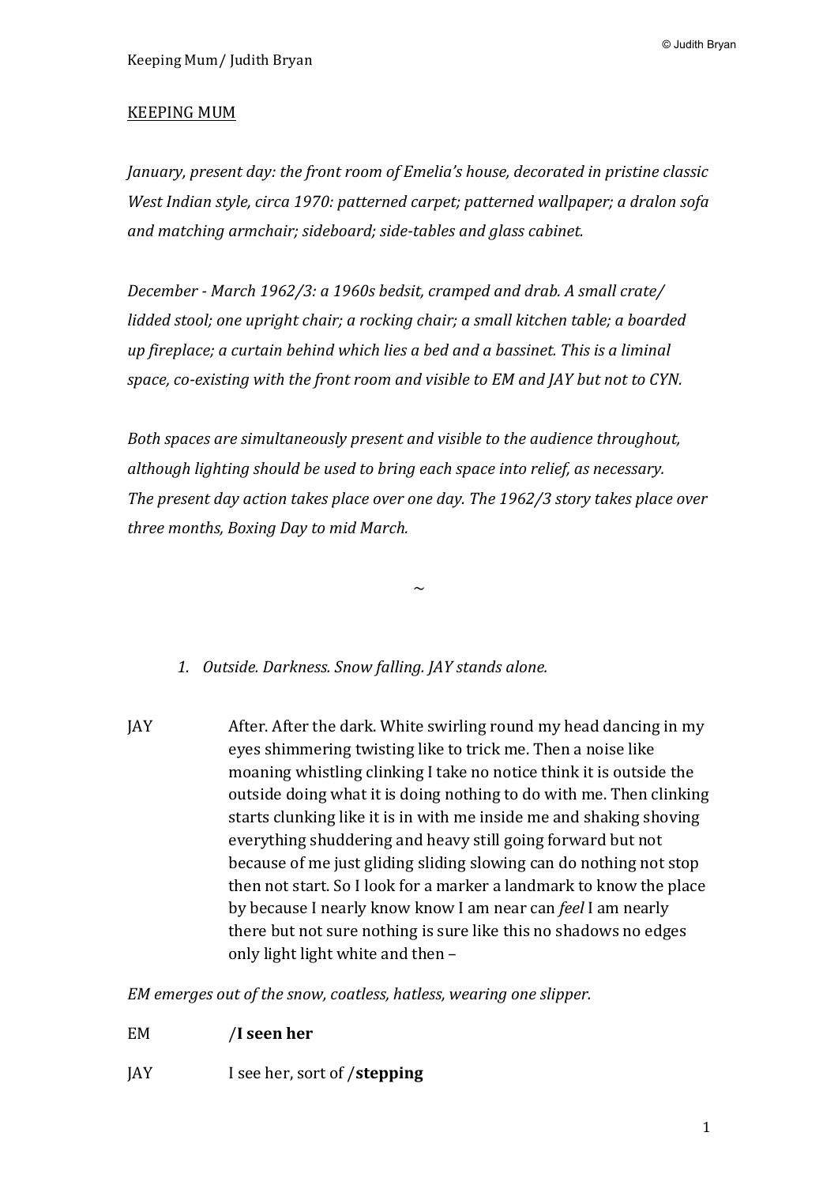KEEPING MUM

*January, present day: the front room of Emelia's house, decorated in pristine classic West Indian style, circa 1970: patterned carpet; patterned wallpaper; a dralon sofa and matching armchair; sideboard; side-tables and glass cabinet.*

*December - March 1962/3: a 1960s bedsit, cramped and drab. A small crate/ lidded stool; one upright chair; a rocking chair; a small kitchen table; a boarded up fireplace; a curtain behind which lies a bed and a bassinet. This is a liminal space, co-existing with the front room and visible to EM and JAY but not to CYN.*

*Both spaces are simultaneously present and visible to the audience throughout, although lighting should be used to bring each space into relief, as necessary. The present day action takes place over one day. The 1962/3 story takes place over three months, Boxing Day to mid March.*

~

1. *Outside. Darkness. Snow falling. JAY stands alone.*

JAY After. After the dark. White swirling round my head dancing in my eyes shimmering twisting like to trick me. Then a noise like moaning whistling clinking I take no notice think it is outside the outside doing what it is doing nothing to do with me. Then clinking starts clunking like it is in with me inside me and shaking shoving everything shuddering and heavy still going forward but not because of me just gliding sliding slowing can do nothing not stop then not start. So I look for a marker a landmark to know the place by because I nearly know know I am near can *feel* I am nearly there but not sure nothing is sure like this no shadows no edges only light light white and then –

*EM emerges out of the snow, coatless, hatless, wearing one slipper.*

EM /**I seen her**

JAY I see her, sort of /**stepping**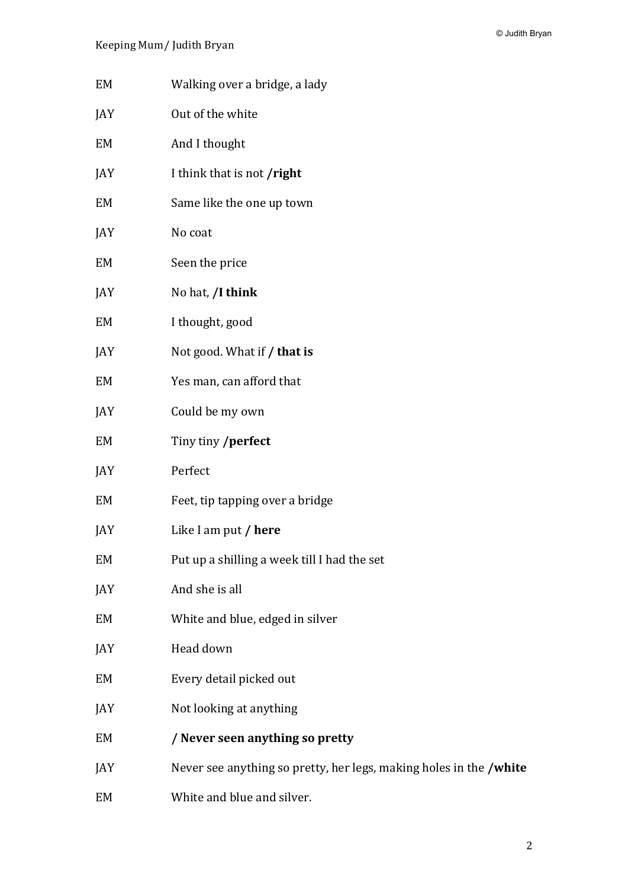EM Walking over a bridge, a lady

JAY Out of the white

EM And I thought

JAY I think that is not **/right**

EM Same like the one up town

JAY No coat

EM Seen the price

JAY No hat, **/I think**

EM I thought, good

JAY Not good. What if **/ that is**

EM Yes man, can afford that

JAY Could be my own

EM Tiny tiny **/perfect**

JAY Perfect

EM Feet, tip tapping over a bridge

JAY Like I am put **/ here**

EM Put up a shilling a week till I had the set

JAY And she is all

EM White and blue, edged in silver

JAY Head down

EM Every detail picked out

JAY Not looking at anything

EM **/ Never seen anything so pretty**

JAY Never see anything so pretty, her legs, making holes in the **/white**

EM White and blue and silver.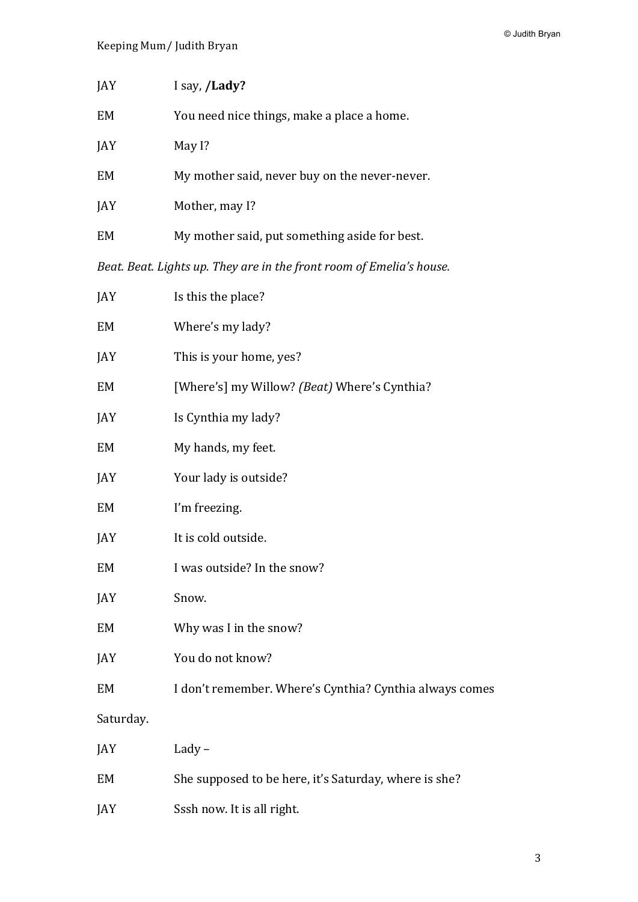JAY I say, **/Lady?**

EM You need nice things, make a place a home.

JAY May I?

EM My mother said, never buy on the never-never.

JAY Mother, may I?

EM My mother said, put something aside for best.

*Beat. Beat. Lights up. They are in the front room of Emelia's house.*

JAY Is this the place?

EM Where's my lady?

JAY This is your home, yes?

EM [Where's] my Willow? *(Beat)* Where's Cynthia?

JAY Is Cynthia my lady?

EM My hands, my feet.

JAY Your lady is outside?

EM I'm freezing.

JAY It is cold outside.

EM I was outside? In the snow?

JAY Snow.

EM Why was I in the snow?

JAY You do not know?

EM I don't remember. Where's Cynthia? Cynthia always comes Saturday.

JAY Lady –

EM She supposed to be here, it's Saturday, where is she?

JAY Sssh now. It is all right.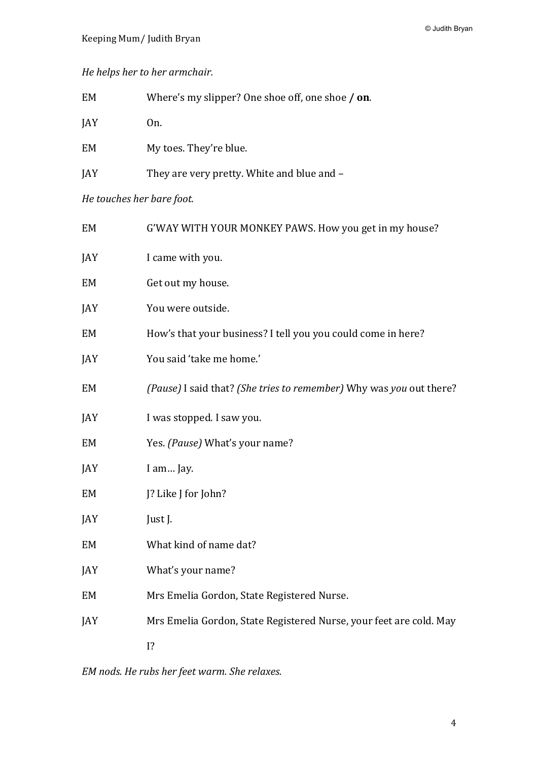*He helps her to her armchair.*

EM Where's my slipper? One shoe off, one shoe **/ on**.

JAY On.

EM My toes. They're blue.

JAY They are very pretty. White and blue and –

*He touches her bare foot.*

EM G'WAY WITH YOUR MONKEY PAWS. How you get in my house?

JAY I came with you.

EM Get out my house.

JAY You were outside.

EM How's that your business? I tell you you could come in here?

JAY You said 'take me home.'

EM *(Pause)* I said that? *(She tries to remember)* Why was *you* out there?

JAY I was stopped. I saw you.

EM Yes. *(Pause)* What's your name?

JAY I am… Jay.

EM J? Like J for John?

JAY Just J.

EM What kind of name dat?

JAY What's your name?

EM Mrs Emelia Gordon, State Registered Nurse.

JAY Mrs Emelia Gordon, State Registered Nurse, your feet are cold. May I?

*EM nods. He rubs her feet warm. She relaxes.*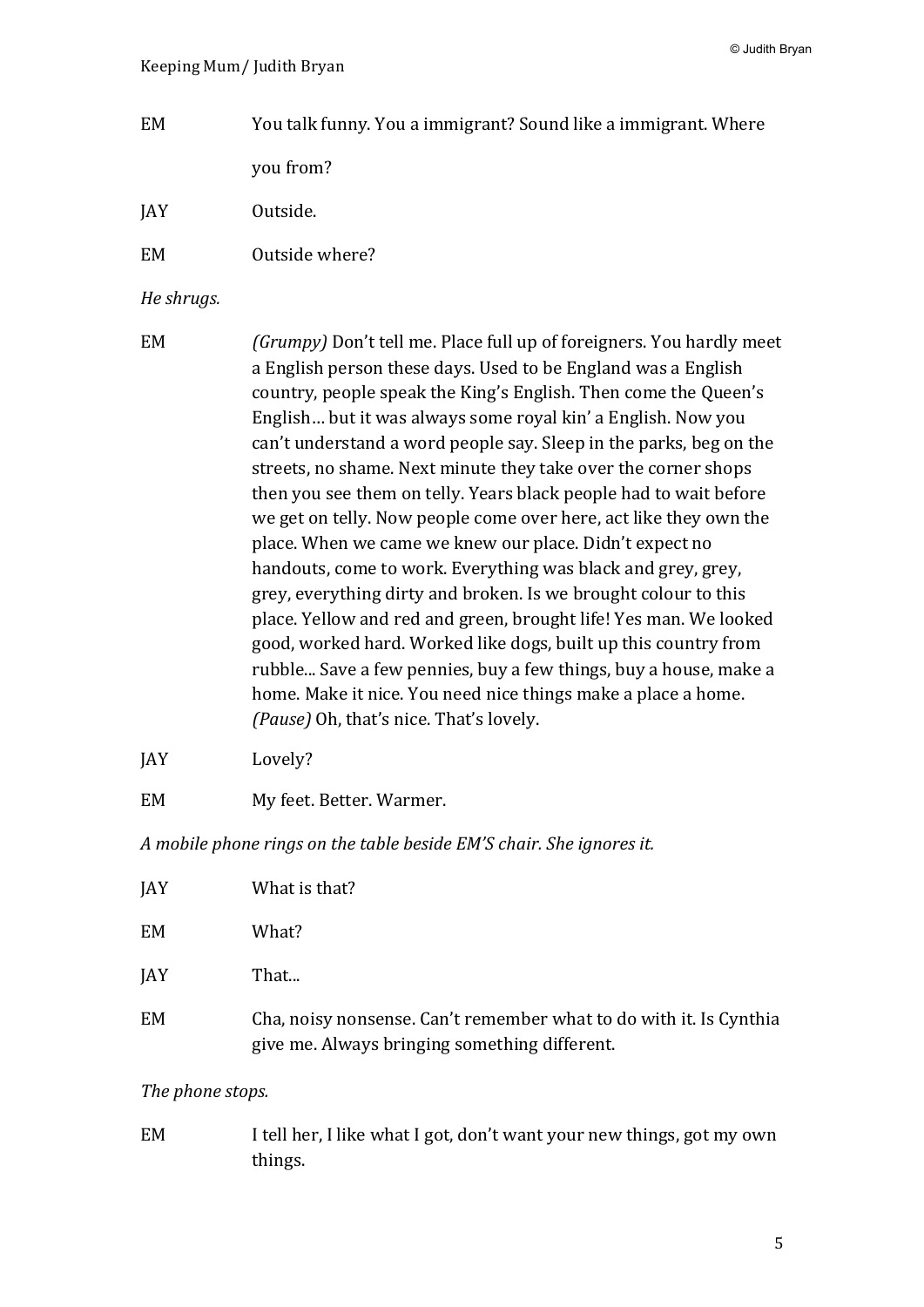EM You talk funny. You a immigrant? Sound like a immigrant. Where you from?

JAY Outside.

EM Outside where?

*He shrugs.*

EM *(Grumpy)* Don't tell me. Place full up of foreigners. You hardly meet a English person these days. Used to be England was a English country, people speak the King's English. Then come the Queen's English… but it was always some royal kin' a English. Now you can't understand a word people say. Sleep in the parks, beg on the streets, no shame. Next minute they take over the corner shops then you see them on telly. Years black people had to wait before we get on telly. Now people come over here, act like they own the place. When we came we knew our place. Didn't expect no handouts, come to work. Everything was black and grey, grey, grey, everything dirty and broken. Is we brought colour to this place. Yellow and red and green, brought life! Yes man. We looked good, worked hard. Worked like dogs, built up this country from rubble... Save a few pennies, buy a few things, buy a house, make a home. Make it nice. You need nice things make a place a home. *(Pause)* Oh, that's nice. That's lovely.

JAY Lovely?

EM My feet. Better. Warmer.

*A mobile phone rings on the table beside EM'S chair. She ignores it.*

JAY What is that?

EM What?

JAY That...

EM Cha, noisy nonsense. Can't remember what to do with it. Is Cynthia give me. Always bringing something different.

*The phone stops.*

EM I tell her, I like what I got, don't want your new things, got my own things.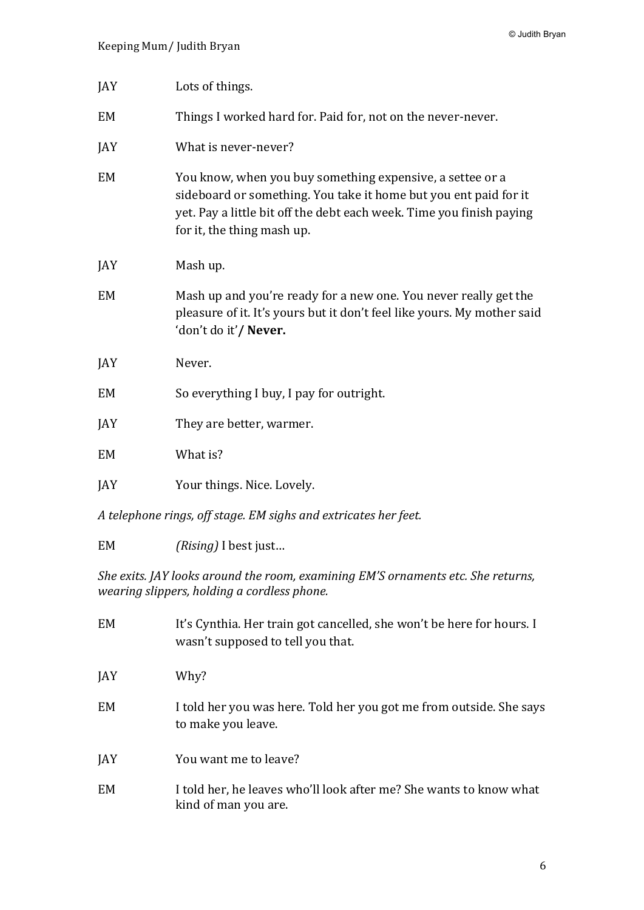JAY Lots of things.

EM Things I worked hard for. Paid for, not on the never-never.

JAY What is never-never?

EM You know, when you buy something expensive, a settee or a sideboard or something. You take it home but you ent paid for it yet. Pay a little bit off the debt each week. Time you finish paying for it, the thing mash up.

JAY Mash up.

EM Mash up and you're ready for a new one. You never really get the pleasure of it. It's yours but it don't feel like yours. My mother said 'don't do it'**/ Never.**

JAY Never.

EM So everything I buy, I pay for outright.

JAY They are better, warmer.

EM What is?

JAY Your things. Nice. Lovely.

*A telephone rings, off stage. EM sighs and extricates her feet.*

EM *(Rising)* I best just…

*She exits. JAY looks around the room, examining EM'S ornaments etc. She returns, wearing slippers, holding a cordless phone.*

EM It's Cynthia. Her train got cancelled, she won't be here for hours. I wasn't supposed to tell you that.

JAY Why?

EM I told her you was here. Told her you got me from outside. She says to make you leave.

JAY You want me to leave?

EM I told her, he leaves who'll look after me? She wants to know what kind of man you are.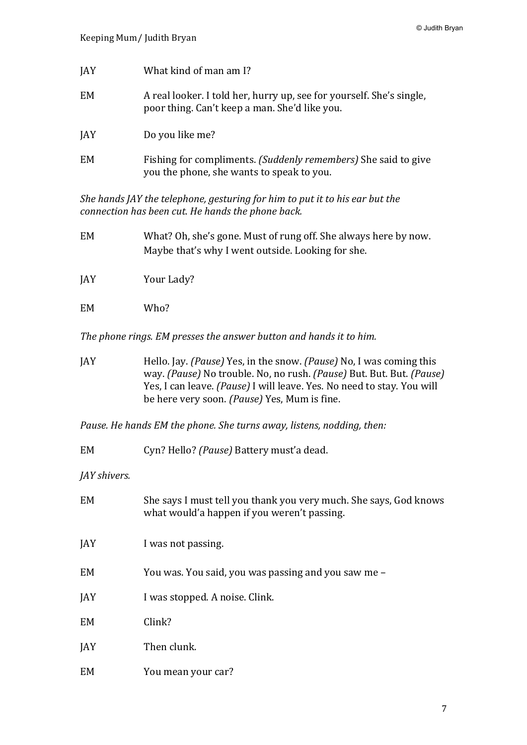JAY What kind of man am I?

EM A real looker. I told her, hurry up, see for yourself. She's single, poor thing. Can't keep a man. She'd like you.

JAY Do you like me?

EM Fishing for compliments. *(Suddenly remembers)* She said to give you the phone, she wants to speak to you.

*She hands JAY the telephone, gesturing for him to put it to his ear but the connection has been cut. He hands the phone back.*

EM What? Oh, she's gone. Must of rung off. She always here by now. Maybe that's why I went outside. Looking for she.

JAY Your Lady?

EM Who?

*The phone rings. EM presses the answer button and hands it to him.*

JAY Hello. Jay. *(Pause)* Yes, in the snow. *(Pause)* No, I was coming this way. *(Pause)* No trouble. No, no rush. *(Pause)* But. But. But. *(Pause)* Yes, I can leave. *(Pause)* I will leave. Yes. No need to stay. You will be here very soon. *(Pause)* Yes, Mum is fine.

*Pause. He hands EM the phone. She turns away, listens, nodding, then:*

EM Cyn? Hello? *(Pause)* Battery must'a dead.

*JAY shivers.*

EM She says I must tell you thank you very much. She says, God knows what would'a happen if you weren't passing.

JAY I was not passing.

EM You was. You said, you was passing and you saw me –

JAY I was stopped. A noise. Clink.

EM Clink?

JAY Then clunk.

EM You mean your car?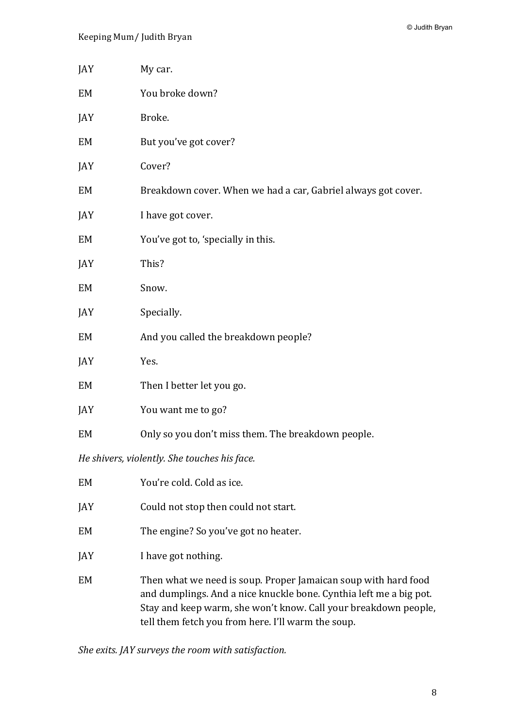JAY My car.

EM You broke down?

JAY Broke.

EM But you've got cover?

JAY Cover?

EM Breakdown cover. When we had a car, Gabriel always got cover.

JAY I have got cover.

EM You've got to, 'specially in this.

JAY This?

EM Snow.

JAY Specially.

EM And you called the breakdown people?

JAY Yes.

EM Then I better let you go.

JAY You want me to go?

EM Only so you don't miss them. The breakdown people.

*He shivers, violently. She touches his face.*

EM You're cold. Cold as ice.

JAY Could not stop then could not start.

EM The engine? So you've got no heater.

JAY I have got nothing.

EM Then what we need is soup. Proper Jamaican soup with hard food and dumplings. And a nice knuckle bone. Cynthia left me a big pot. Stay and keep warm, she won't know. Call your breakdown people, tell them fetch you from here. I'll warm the soup.

*She exits. JAY surveys the room with satisfaction.*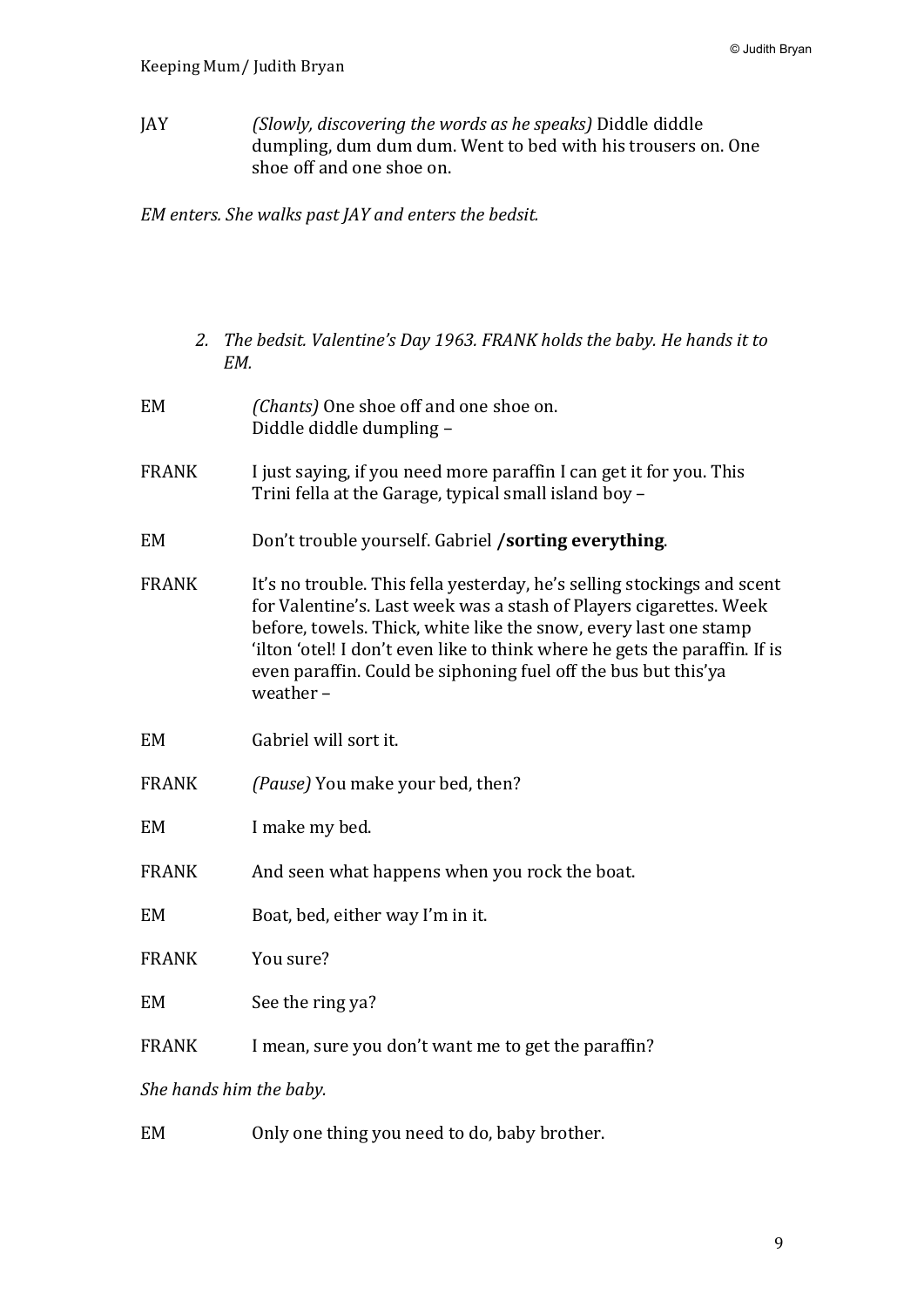JAY *(Slowly, discovering the words as he speaks)* Diddle diddle dumpling, dum dum dum. Went to bed with his trousers on. One shoe off and one shoe on.

*EM enters. She walks past JAY and enters the bedsit.*

*2. The bedsit. Valentine's Day 1963. FRANK holds the baby. He hands it to EM.*

EM *(Chants)* One shoe off and one shoe on.
Diddle diddle dumpling –

FRANK I just saying, if you need more paraffin I can get it for you. This Trini fella at the Garage, typical small island boy –

EM Don't trouble yourself. Gabriel **/sorting everything**.

FRANK It's no trouble. This fella yesterday, he's selling stockings and scent for Valentine's. Last week was a stash of Players cigarettes. Week before, towels. Thick, white like the snow, every last one stamp 'ilton 'otel! I don't even like to think where he gets the paraffin. If is even paraffin. Could be siphoning fuel off the bus but this'ya weather –

EM Gabriel will sort it.

FRANK *(Pause)* You make your bed, then?

EM I make my bed.

FRANK And seen what happens when you rock the boat.

EM Boat, bed, either way I'm in it.

FRANK You sure?

EM See the ring ya?

FRANK I mean, sure you don't want me to get the paraffin?

*She hands him the baby.*

EM Only one thing you need to do, baby brother.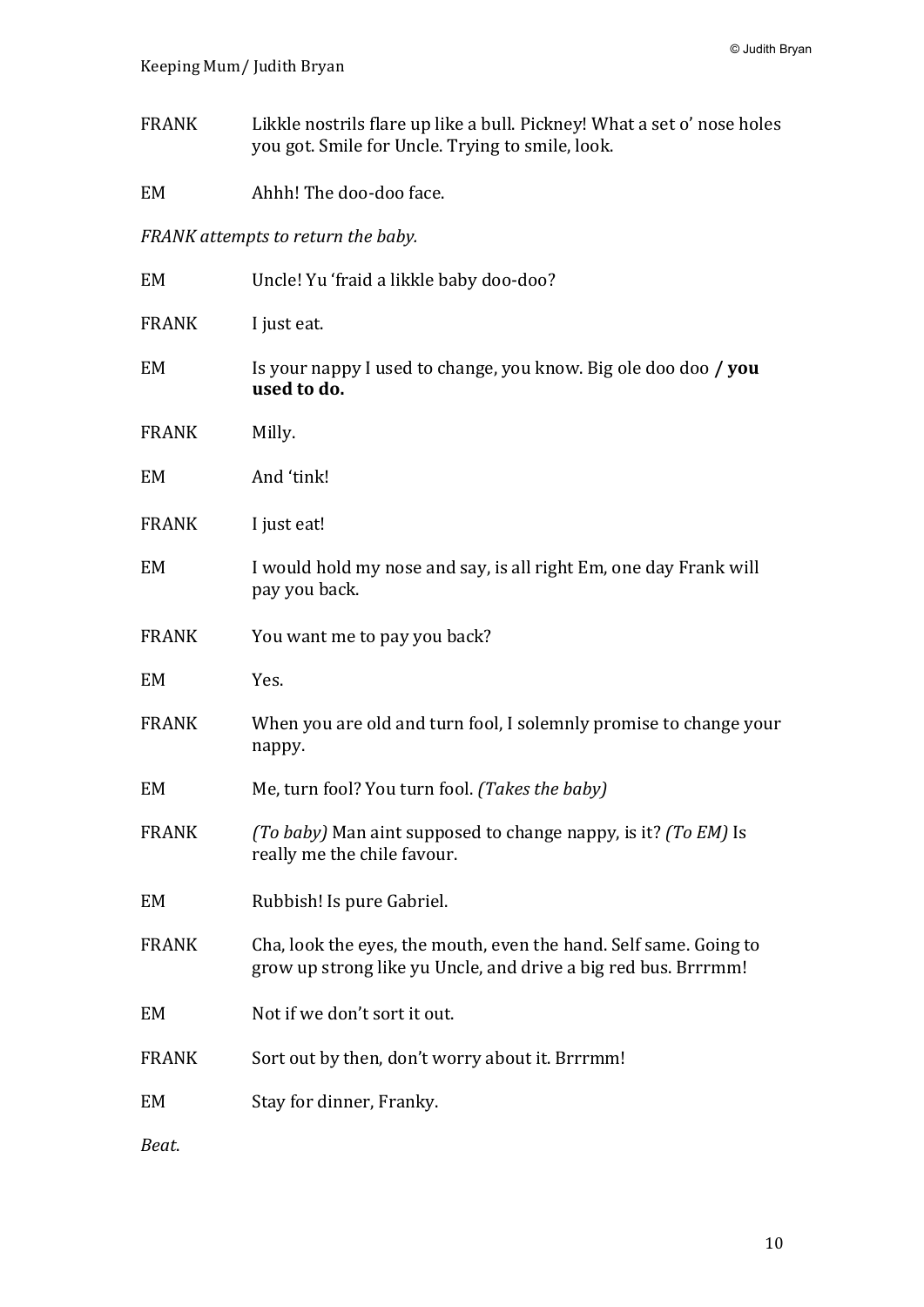FRANK Likkle nostrils flare up like a bull. Pickney! What a set o' nose holes you got. Smile for Uncle. Trying to smile, look.

EM Ahhh! The doo-doo face.

*FRANK attempts to return the baby.*

EM Uncle! Yu 'fraid a likkle baby doo-doo?

FRANK I just eat.

EM Is your nappy I used to change, you know. Big ole doo doo **/ you used to do.**

FRANK Milly.

EM And 'tink!

FRANK I just eat!

EM I would hold my nose and say, is all right Em, one day Frank will pay you back.

FRANK You want me to pay you back?

EM Yes.

FRANK When you are old and turn fool, I solemnly promise to change your nappy.

EM Me, turn fool? You turn fool. *(Takes the baby)*

FRANK *(To baby)* Man aint supposed to change nappy, is it? *(To EM)* Is really me the chile favour.

EM Rubbish! Is pure Gabriel.

FRANK Cha, look the eyes, the mouth, even the hand. Self same. Going to grow up strong like yu Uncle, and drive a big red bus. Brrrmm!

EM Not if we don't sort it out.

FRANK Sort out by then, don't worry about it. Brrrmm!

EM Stay for dinner, Franky.

*Beat.*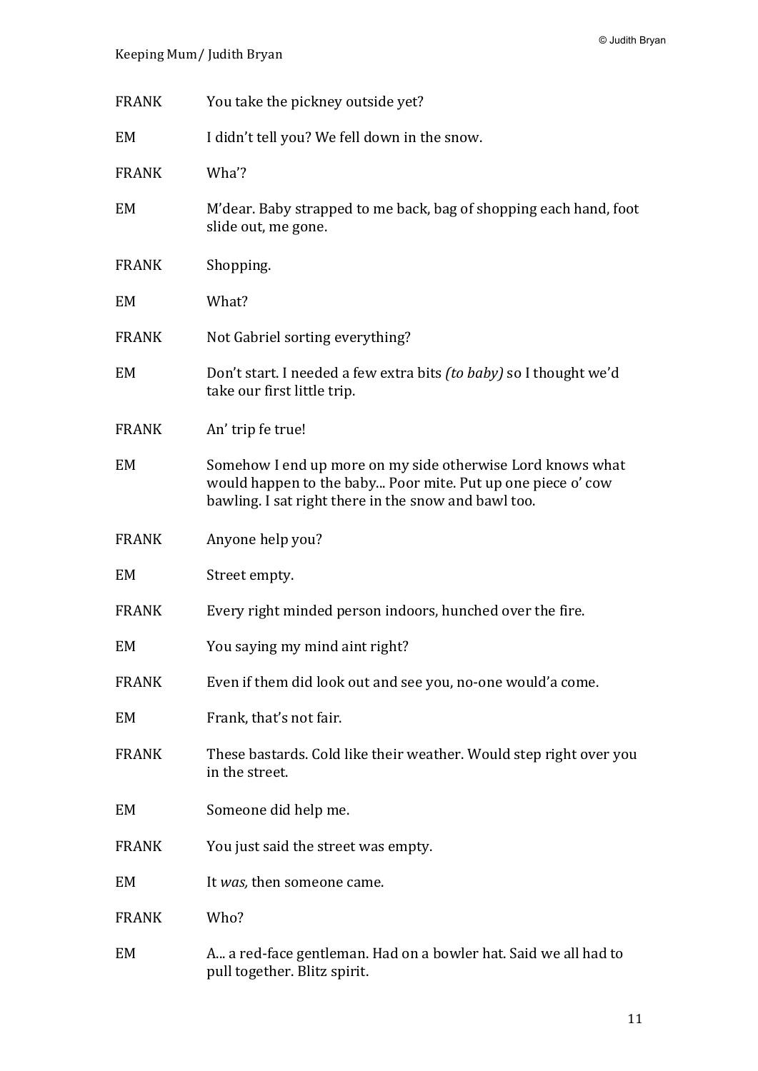FRANK You take the pickney outside yet?

EM I didn't tell you? We fell down in the snow.

FRANK Wha'?

EM M'dear. Baby strapped to me back, bag of shopping each hand, foot slide out, me gone.

FRANK Shopping.

EM What?

FRANK Not Gabriel sorting everything?

EM Don't start. I needed a few extra bits *(to baby)* so I thought we'd take our first little trip.

FRANK An' trip fe true!

EM Somehow I end up more on my side otherwise Lord knows what would happen to the baby... Poor mite. Put up one piece o' cow bawling. I sat right there in the snow and bawl too.

FRANK Anyone help you?

EM Street empty.

FRANK Every right minded person indoors, hunched over the fire.

EM You saying my mind aint right?

FRANK Even if them did look out and see you, no-one would'a come.

EM Frank, that's not fair.

FRANK These bastards. Cold like their weather. Would step right over you in the street.

EM Someone did help me.

FRANK You just said the street was empty.

EM It *was,* then someone came.

FRANK Who?

EM A... a red-face gentleman. Had on a bowler hat. Said we all had to pull together. Blitz spirit.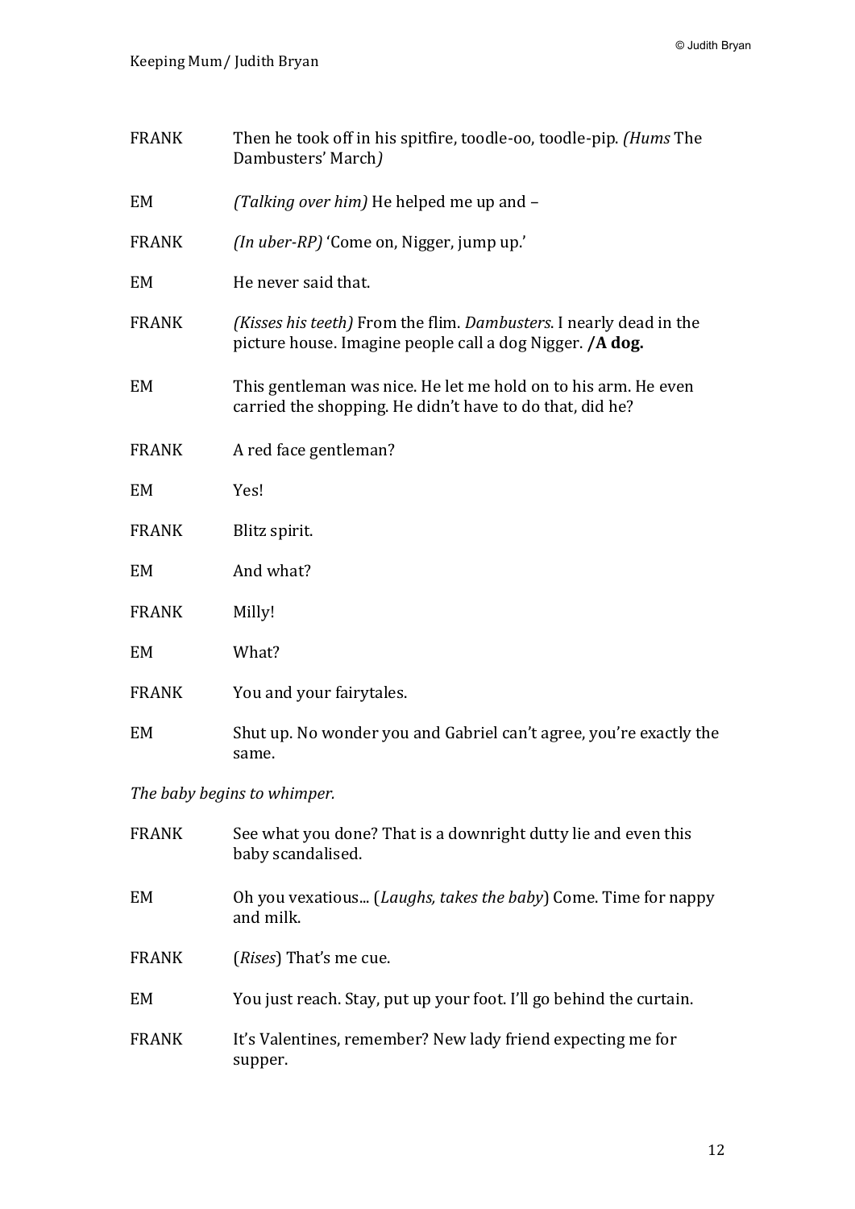FRANK Then he took off in his spitfire, toodle-oo, toodle-pip. *(Hums* The Dambusters' March*)*

EM *(Talking over him)* He helped me up and –

FRANK *(In uber-RP)* 'Come on, Nigger, jump up.'

EM He never said that.

FRANK *(Kisses his teeth)* From the flim. *Dambusters*. I nearly dead in the picture house. Imagine people call a dog Nigger. **/A dog.**

EM This gentleman was nice. He let me hold on to his arm. He even carried the shopping. He didn't have to do that, did he?

FRANK A red face gentleman?

EM Yes!

FRANK Blitz spirit.

EM And what?

FRANK Milly!

EM What?

FRANK You and your fairytales.

EM Shut up. No wonder you and Gabriel can't agree, you're exactly the same.

*The baby begins to whimper.*

FRANK See what you done? That is a downright dutty lie and even this baby scandalised.

EM Oh you vexatious... (*Laughs, takes the baby*) Come. Time for nappy and milk.

FRANK (*Rises*) That's me cue.

EM You just reach. Stay, put up your foot. I'll go behind the curtain.

FRANK It's Valentines, remember? New lady friend expecting me for supper.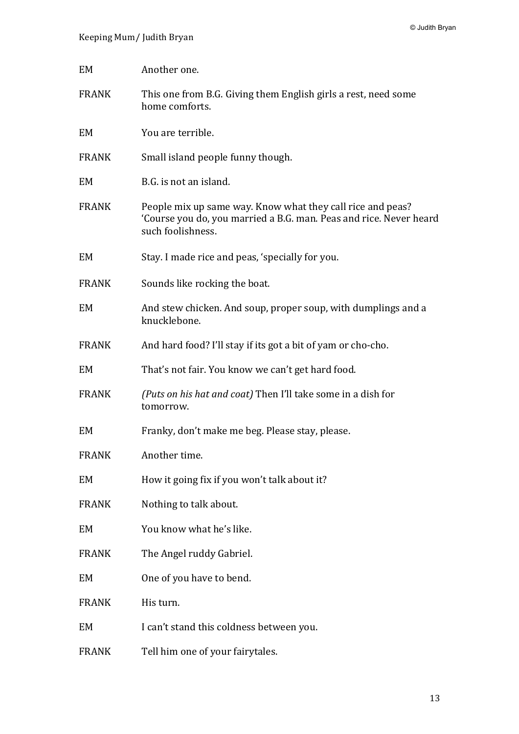EM Another one.

FRANK This one from B.G. Giving them English girls a rest, need some home comforts.

EM You are terrible.

FRANK Small island people funny though.

EM B.G. is not an island.

FRANK People mix up same way. Know what they call rice and peas? 'Course you do, you married a B.G. man. Peas and rice. Never heard such foolishness.

EM Stay. I made rice and peas, 'specially for you.

FRANK Sounds like rocking the boat.

EM And stew chicken. And soup, proper soup, with dumplings and a knucklebone.

FRANK And hard food? I'll stay if its got a bit of yam or cho-cho.

EM That's not fair. You know we can't get hard food.

FRANK *(Puts on his hat and coat)* Then I'll take some in a dish for tomorrow.

EM Franky, don't make me beg. Please stay, please.

FRANK Another time.

EM How it going fix if you won't talk about it?

FRANK Nothing to talk about.

EM You know what he's like.

FRANK The Angel ruddy Gabriel.

EM One of you have to bend.

FRANK His turn.

EM I can't stand this coldness between you.

FRANK Tell him one of your fairytales.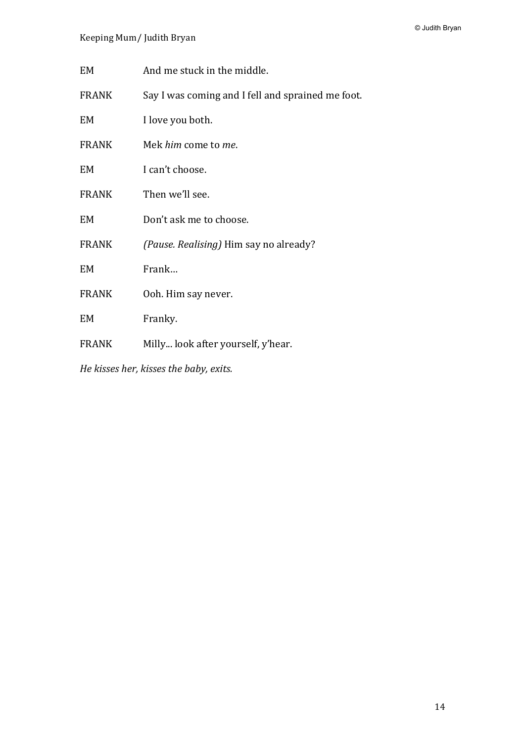EM And me stuck in the middle.

FRANK Say I was coming and I fell and sprained me foot.

EM I love you both.

FRANK Mek *him* come to *me*.

EM I can't choose.

FRANK Then we'll see.

EM Don't ask me to choose.

FRANK *(Pause. Realising)* Him say no already?

EM Frank…

FRANK Ooh. Him say never.

EM Franky.

FRANK Milly... look after yourself, y'hear.

*He kisses her, kisses the baby, exits.*